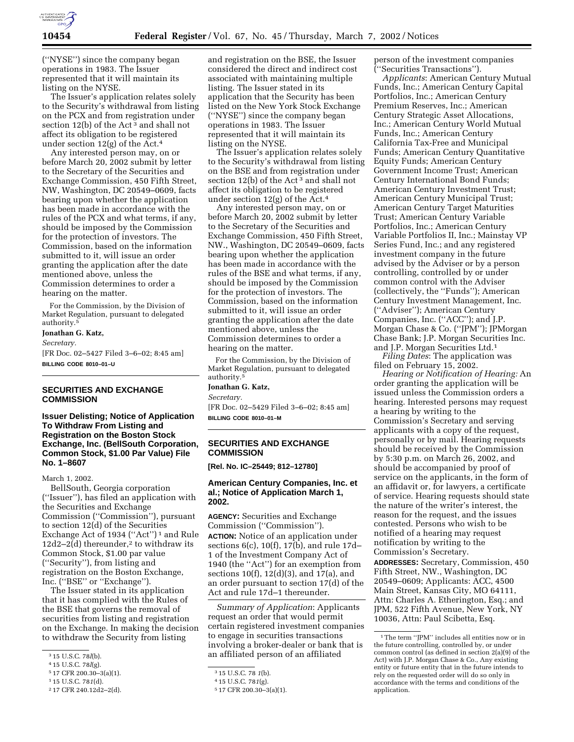(''NYSE'') since the company began operations in 1983. The Issuer represented that it will maintain its listing on the NYSE.

The Issuer's application relates solely to the Security's withdrawal from listing on the PCX and from registration under section 12(b) of the Act [3] and shall not affect its obligation to be registered under section 12(g) of the Act.[4]

Any interested person may, on or before March 20, 2002 submit by letter to the Secretary of the Securities and Exchange Commission, 450 Fifth Street, NW, Washington, DC 20549–0609, facts bearing upon whether the application has been made in accordance with the rules of the PCX and what terms, if any, should be imposed by the Commission for the protection of investors. The Commission, based on the information submitted to it, will issue an order granting the application after the date mentioned above, unless the Commission determines to order a hearing on the matter.

For the Commission, by the Division of Market Regulation, pursuant to delegated authority.[5]

**Jonathan G. Katz,**

*Secretary.*

[FR Doc. 02–5427 Filed 3–6–02; 8:45 am]

**BILLING CODE 8010–01–U**

[3] 15 U.S.C. 78*l*(b).

[4] 15 U.S.C. 78*l*(g).

[5] 17 CFR 200.30–3(a)(1).

## SECURITIES AND EXCHANGE COMMISSION

### Issuer Delisting; Notice of Application To Withdraw From Listing and Registration on the Boston Stock Exchange, Inc. (BellSouth Corporation, Common Stock, $1.00 Par Value) File No. 1–8607

March 1, 2002.

BellSouth, Georgia corporation (''Issuer''), has filed an application with the Securities and Exchange Commission (''Commission''), pursuant to section 12(d) of the Securities Exchange Act of 1934 (''Act'') [1] and Rule 12d2–2(d) thereunder,[2] to withdraw its Common Stock, $1.00 par value (''Security''), from listing and registration on the Boston Exchange, Inc. (''BSE'' or ''Exchange'').

The Issuer stated in its application that it has complied with the Rules of the BSE that governs the removal of securities from listing and registration on the Exchange. In making the decision to withdraw the Security from listing and registration on the BSE, the Issuer considered the direct and indirect cost associated with maintaining multiple listing. The Issuer stated in its application that the Security has been listed on the New York Stock Exchange (''NYSE'') since the company began operations in 1983. The Issuer represented that it will maintain its listing on the NYSE.

The Issuer's application relates solely to the Security's withdrawal from listing on the BSE and from registration under section 12(b) of the Act [3] and shall not affect its obligation to be registered under section 12(g) of the Act.[4]

Any interested person may, on or before March 20, 2002 submit by letter to the Secretary of the Securities and Exchange Commission, 450 Fifth Street, NW., Washington, DC 20549–0609, facts bearing upon whether the application has been made in accordance with the rules of the BSE and what terms, if any, should be imposed by the Commission for the protection of investors. The Commission, based on the information submitted to it, will issue an order granting the application after the date mentioned above, unless the Commission determines to order a hearing on the matter.

For the Commission, by the Division of Market Regulation, pursuant to delegated authority.[5]

**Jonathan G. Katz,**

*Secretary.*

[FR Doc. 02–5429 Filed 3–6–02; 8:45 am]

**BILLING CODE 8010–01–M**

[1] 15 U.S.C. 78*l*(d).

[2] 17 CFR 240.12d2–2(d).

[3] 15 U.S.C. 78 *l*(b).

[4] 15 U.S.C. 78*l*(g).

[5] 17 CFR 200.30–3(a)(1).

## SECURITIES AND EXCHANGE COMMISSION

**[Rel. No. IC–25449; 812–12780]**

### American Century Companies, Inc. et al.; Notice of Application March 1, 2002.

**AGENCY:** Securities and Exchange Commission (''Commission'').

**ACTION:** Notice of an application under sections 6(c), 10(f), 17(b), and rule 17d–1 of the Investment Company Act of 1940 (the ''Act'') for an exemption from sections 10(f), 12(d)(3), and 17(a), and an order pursuant to section 17(d) of the Act and rule 17d–1 thereunder.

*Summary of Application*: Applicants request an order that would permit certain registered investment companies to engage in securities transactions involving a broker-dealer or bank that is an affiliated person of an affiliated person of the investment companies (''Securities Transactions'').

*Applicants*: American Century Mutual Funds, Inc.; American Century Capital Portfolios, Inc.; American Century Premium Reserves, Inc.; American Century Strategic Asset Allocations, Inc.; American Century World Mutual Funds, Inc.; American Century California Tax-Free and Municipal Funds; American Century Quantitative Equity Funds; American Century Government Income Trust; American Century International Bond Funds; American Century Investment Trust; American Century Municipal Trust; American Century Target Maturities Trust; American Century Variable Portfolios, Inc.; American Century Variable Portfolios II, Inc.; Mainstay VP Series Fund, Inc.; and any registered investment company in the future advised by the Adviser or by a person controlling, controlled by or under common control with the Adviser (collectively, the ''Funds''); American Century Investment Management, Inc. (''Adviser''); American Century Companies, Inc. (''ACC''); and J.P. Morgan Chase & Co. (''JPM''); JPMorgan Chase Bank; J.P. Morgan Securities Inc. and J.P. Morgan Securities Ltd.[1]

*Filing Dates*: The application was filed on February 15, 2002.

*Hearing or Notification of Hearing:* An order granting the application will be issued unless the Commission orders a hearing. Interested persons may request a hearing by writing to the Commission's Secretary and serving applicants with a copy of the request, personally or by mail. Hearing requests should be received by the Commission by 5:30 p.m. on March 26, 2002, and should be accompanied by proof of service on the applicants, in the form of an affidavit or, for lawyers, a certificate of service. Hearing requests should state the nature of the writer's interest, the reason for the request, and the issues contested. Persons who wish to be notified of a hearing may request notification by writing to the Commission's Secretary.

**ADDRESSES:** Secretary, Commission, 450 Fifth Street, NW., Washington, DC 20549–0609; Applicants: ACC, 4500 Main Street, Kansas City, MO 64111, Attn: Charles A. Etherington, Esq.; and JPM, 522 Fifth Avenue, New York, NY 10036, Attn: Paul Scibetta, Esq.

[1] The term ''JPM'' includes all entities now or in the future controlling, controlled by, or under common control (as defined in section 2(a)(9) of the Act) with J.P. Morgan Chase & Co., Any existing entity or future entity that in the future intends to rely on the requested order will do so only in accordance with the terms and conditions of the application.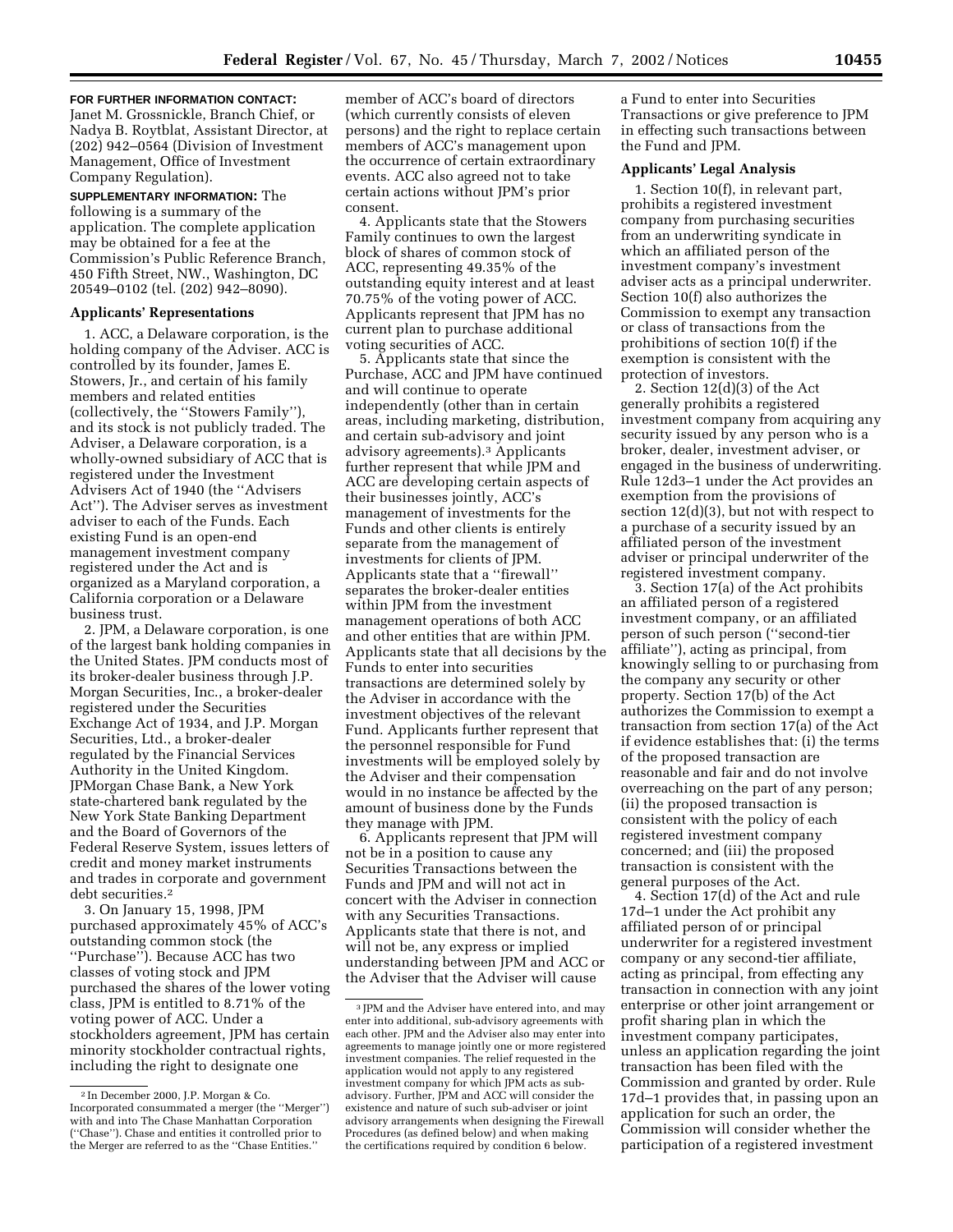**FOR FURTHER INFORMATION CONTACT:** Janet M. Grossnickle, Branch Chief, or Nadya B. Roytblat, Assistant Director, at (202) 942–0564 (Division of Investment Management, Office of Investment Company Regulation).

**SUPPLEMENTARY INFORMATION:** The following is a summary of the application. The complete application may be obtained for a fee at the Commission's Public Reference Branch, 450 Fifth Street, NW., Washington, DC 20549–0102 (tel. (202) 942–8090).

## Applicants' Representations

1. ACC, a Delaware corporation, is the holding company of the Adviser. ACC is controlled by its founder, James E. Stowers, Jr., and certain of his family members and related entities (collectively, the ''Stowers Family''), and its stock is not publicly traded. The Adviser, a Delaware corporation, is a wholly-owned subsidiary of ACC that is registered under the Investment Advisers Act of 1940 (the ''Advisers Act''). The Adviser serves as investment adviser to each of the Funds. Each existing Fund is an open-end management investment company registered under the Act and is organized as a Maryland corporation, a California corporation or a Delaware business trust.

2. JPM, a Delaware corporation, is one of the largest bank holding companies in the United States. JPM conducts most of its broker-dealer business through J.P. Morgan Securities, Inc., a broker-dealer registered under the Securities Exchange Act of 1934, and J.P. Morgan Securities, Ltd., a broker-dealer regulated by the Financial Services Authority in the United Kingdom. JPMorgan Chase Bank, a New York state-chartered bank regulated by the New York State Banking Department and the Board of Governors of the Federal Reserve System, issues letters of credit and money market instruments and trades in corporate and government debt securities.[2]

3. On January 15, 1998, JPM purchased approximately 45% of ACC's outstanding common stock (the ''Purchase''). Because ACC has two classes of voting stock and JPM purchased the shares of the lower voting class, JPM is entitled to 8.71% of the voting power of ACC. Under a stockholders agreement, JPM has certain minority stockholder contractual rights, including the right to designate one member of ACC's board of directors (which currently consists of eleven persons) and the right to replace certain members of ACC's management upon the occurrence of certain extraordinary events. ACC also agreed not to take certain actions without JPM's prior consent.

4. Applicants state that the Stowers Family continues to own the largest block of shares of common stock of ACC, representing 49.35% of the outstanding equity interest and at least 70.75% of the voting power of ACC. Applicants represent that JPM has no current plan to purchase additional voting securities of ACC.

5. Applicants state that since the Purchase, ACC and JPM have continued and will continue to operate independently (other than in certain areas, including marketing, distribution, and certain sub-advisory and joint advisory agreements).[3] Applicants further represent that while JPM and ACC are developing certain aspects of their businesses jointly, ACC's management of investments for the Funds and other clients is entirely separate from the management of investments for clients of JPM. Applicants state that a ''firewall'' separates the broker-dealer entities within JPM from the investment management operations of both ACC and other entities that are within JPM. Applicants state that all decisions by the Funds to enter into securities transactions are determined solely by the Adviser in accordance with the investment objectives of the relevant Fund. Applicants further represent that the personnel responsible for Fund investments will be employed solely by the Adviser and their compensation would in no instance be affected by the amount of business done by the Funds they manage with JPM.

6. Applicants represent that JPM will not be in a position to cause any Securities Transactions between the Funds and JPM and will not act in concert with the Adviser in connection with any Securities Transactions. Applicants state that there is not, and will not be, any express or implied understanding between JPM and ACC or the Adviser that the Adviser will cause a Fund to enter into Securities Transactions or give preference to JPM in effecting such transactions between the Fund and JPM.

## Applicants' Legal Analysis

1. Section 10(f), in relevant part, prohibits a registered investment company from purchasing securities from an underwriting syndicate in which an affiliated person of the investment company's investment adviser acts as a principal underwriter. Section 10(f) also authorizes the Commission to exempt any transaction or class of transactions from the prohibitions of section 10(f) if the exemption is consistent with the protection of investors.

2. Section 12(d)(3) of the Act generally prohibits a registered investment company from acquiring any security issued by any person who is a broker, dealer, investment adviser, or engaged in the business of underwriting. Rule 12d3–1 under the Act provides an exemption from the provisions of section 12(d)(3), but not with respect to a purchase of a security issued by an affiliated person of the investment adviser or principal underwriter of the registered investment company.

3. Section 17(a) of the Act prohibits an affiliated person of a registered investment company, or an affiliated person of such person (''second-tier affiliate''), acting as principal, from knowingly selling to or purchasing from the company any security or other property. Section 17(b) of the Act authorizes the Commission to exempt a transaction from section 17(a) of the Act if evidence establishes that: (i) the terms of the proposed transaction are reasonable and fair and do not involve overreaching on the part of any person; (ii) the proposed transaction is consistent with the policy of each registered investment company concerned; and (iii) the proposed transaction is consistent with the general purposes of the Act.

4. Section 17(d) of the Act and rule 17d–1 under the Act prohibit any affiliated person of or principal underwriter for a registered investment company or any second-tier affiliate, acting as principal, from effecting any transaction in connection with any joint enterprise or other joint arrangement or profit sharing plan in which the investment company participates, unless an application regarding the joint transaction has been filed with the Commission and granted by order. Rule 17d–1 provides that, in passing upon an application for such an order, the Commission will consider whether the participation of a registered investment

---

[2] In December 2000, J.P. Morgan & Co. Incorporated consummated a merger (the ''Merger'') with and into The Chase Manhattan Corporation (''Chase''). Chase and entities it controlled prior to the Merger are referred to as the ''Chase Entities.''

[3] JPM and the Adviser have entered into, and may enter into additional, sub-advisory agreements with each other. JPM and the Adviser also may enter into agreements to manage jointly one or more registered investment companies. The relief requested in the application would not apply to any registered investment company for which JPM acts as sub-advisory. Further, JPM and ACC will consider the existence and nature of such sub-adviser or joint advisory arrangements when designing the Firewall Procedures (as defined below) and when making the certifications required by condition 6 below.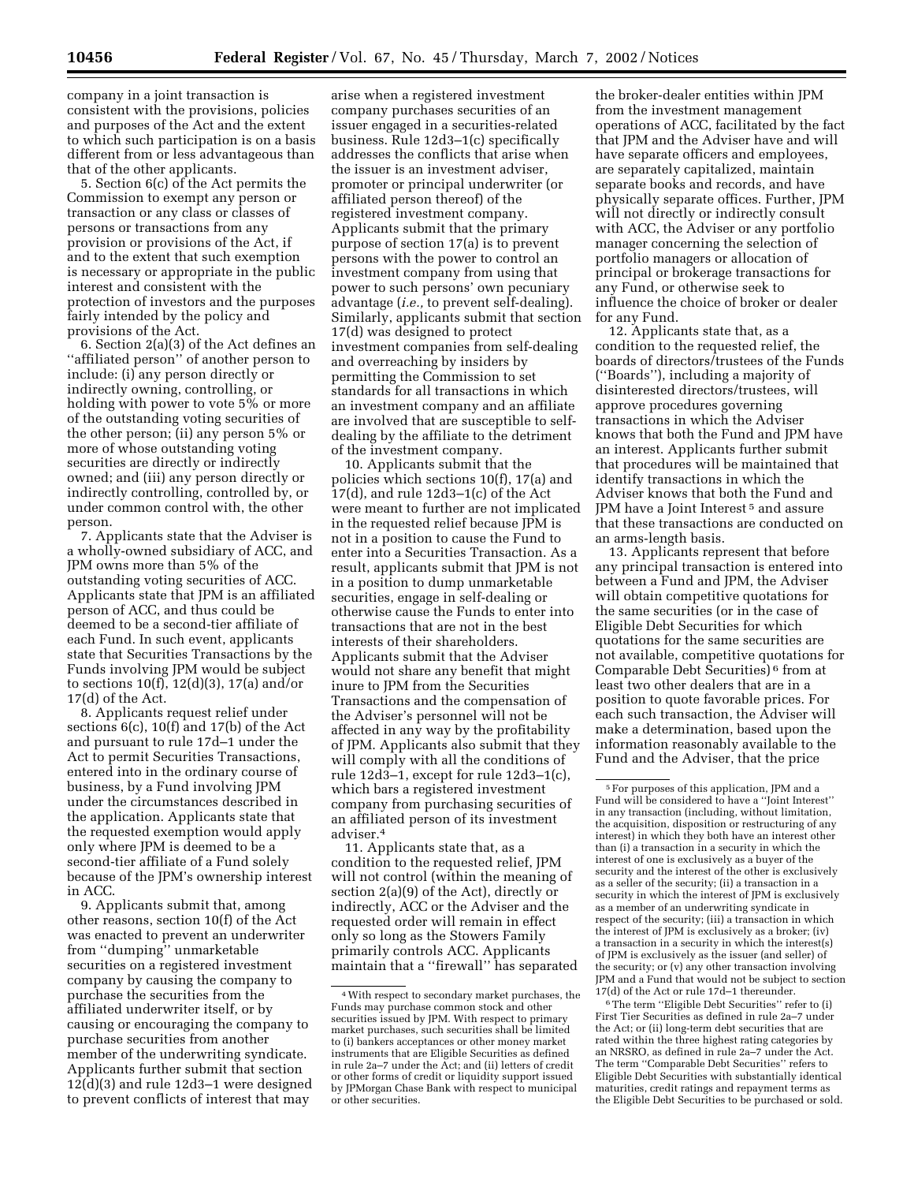company in a joint transaction is consistent with the provisions, policies and purposes of the Act and the extent to which such participation is on a basis different from or less advantageous than that of the other applicants.

5. Section 6(c) of the Act permits the Commission to exempt any person or transaction or any class or classes of persons or transactions from any provision or provisions of the Act, if and to the extent that such exemption is necessary or appropriate in the public interest and consistent with the protection of investors and the purposes fairly intended by the policy and provisions of the Act.

6. Section 2(a)(3) of the Act defines an ''affiliated person'' of another person to include: (i) any person directly or indirectly owning, controlling, or holding with power to vote 5% or more of the outstanding voting securities of the other person; (ii) any person 5% or more of whose outstanding voting securities are directly or indirectly owned; and (iii) any person directly or indirectly controlling, controlled by, or under common control with, the other person.

7. Applicants state that the Adviser is a wholly-owned subsidiary of ACC, and JPM owns more than 5% of the outstanding voting securities of ACC. Applicants state that JPM is an affiliated person of ACC, and thus could be deemed to be a second-tier affiliate of each Fund. In such event, applicants state that Securities Transactions by the Funds involving JPM would be subject to sections 10(f), 12(d)(3), 17(a) and/or 17(d) of the Act.

8. Applicants request relief under sections 6(c), 10(f) and 17(b) of the Act and pursuant to rule 17d–1 under the Act to permit Securities Transactions, entered into in the ordinary course of business, by a Fund involving JPM under the circumstances described in the application. Applicants state that the requested exemption would apply only where JPM is deemed to be a second-tier affiliate of a Fund solely because of the JPM's ownership interest in ACC.

9. Applicants submit that, among other reasons, section 10(f) of the Act was enacted to prevent an underwriter from ''dumping'' unmarketable securities on a registered investment company by causing the company to purchase the securities from the affiliated underwriter itself, or by causing or encouraging the company to purchase securities from another member of the underwriting syndicate. Applicants further submit that section 12(d)(3) and rule 12d3–1 were designed to prevent conflicts of interest that may arise when a registered investment company purchases securities of an issuer engaged in a securities-related business. Rule 12d3–1(c) specifically addresses the conflicts that arise when the issuer is an investment adviser, promoter or principal underwriter (or affiliated person thereof) of the registered investment company. Applicants submit that the primary purpose of section 17(a) is to prevent persons with the power to control an investment company from using that power to such persons' own pecuniary advantage (*i.e.,* to prevent self-dealing). Similarly, applicants submit that section 17(d) was designed to protect investment companies from self-dealing and overreaching by insiders by permitting the Commission to set standards for all transactions in which an investment company and an affiliate are involved that are susceptible to self-dealing by the affiliate to the detriment of the investment company.

10. Applicants submit that the policies which sections 10(f), 17(a) and 17(d), and rule 12d3–1(c) of the Act were meant to further are not implicated in the requested relief because JPM is not in a position to cause the Fund to enter into a Securities Transaction. As a result, applicants submit that JPM is not in a position to dump unmarketable securities, engage in self-dealing or otherwise cause the Funds to enter into transactions that are not in the best interests of their shareholders. Applicants submit that the Adviser would not share any benefit that might inure to JPM from the Securities Transactions and the compensation of the Adviser's personnel will not be affected in any way by the profitability of JPM. Applicants also submit that they will comply with all the conditions of rule 12d3–1, except for rule 12d3–1(c), which bars a registered investment company from purchasing securities of an affiliated person of its investment adviser.[4]

11. Applicants state that, as a condition to the requested relief, JPM will not control (within the meaning of section 2(a)(9) of the Act), directly or indirectly, ACC or the Adviser and the requested order will remain in effect only so long as the Stowers Family primarily controls ACC. Applicants maintain that a ''firewall'' has separated the broker-dealer entities within JPM from the investment management operations of ACC, facilitated by the fact that JPM and the Adviser have and will have separate officers and employees, are separately capitalized, maintain separate books and records, and have physically separate offices. Further, JPM will not directly or indirectly consult with ACC, the Adviser or any portfolio manager concerning the selection of portfolio managers or allocation of principal or brokerage transactions for any Fund, or otherwise seek to influence the choice of broker or dealer for any Fund.

12. Applicants state that, as a condition to the requested relief, the boards of directors/trustees of the Funds (''Boards''), including a majority of disinterested directors/trustees, will approve procedures governing transactions in which the Adviser knows that both the Fund and JPM have an interest. Applicants further submit that procedures will be maintained that identify transactions in which the Adviser knows that both the Fund and JPM have a Joint Interest[5] and assure that these transactions are conducted on an arms-length basis.

13. Applicants represent that before any principal transaction is entered into between a Fund and JPM, the Adviser will obtain competitive quotations for the same securities (or in the case of Eligible Debt Securities for which quotations for the same securities are not available, competitive quotations for Comparable Debt Securities)[6] from at least two other dealers that are in a position to quote favorable prices. For each such transaction, the Adviser will make a determination, based upon the information reasonably available to the Fund and the Adviser, that the price

---

[4] With respect to secondary market purchases, the Funds may purchase common stock and other securities issued by JPM. With respect to primary market purchases, such securities shall be limited to (i) bankers acceptances or other money market instruments that are Eligible Securities as defined in rule 2a–7 under the Act; and (ii) letters of credit or other forms of credit or liquidity support issued by JPMorgan Chase Bank with respect to municipal or other securities.

[5] For purposes of this application, JPM and a Fund will be considered to have a ''Joint Interest'' in any transaction (including, without limitation, the acquisition, disposition or restructuring of any interest) in which they both have an interest other than (i) a transaction in a security in which the interest of one is exclusively as a buyer of the security and the interest of the other is exclusively as a seller of the security; (ii) a transaction in a security in which the interest of JPM is exclusively as a member of an underwriting syndicate in respect of the security; (iii) a transaction in which the interest of JPM is exclusively as a broker; (iv) a transaction in a security in which the interest(s) of JPM is exclusively as the issuer (and seller) of the security; or (v) any other transaction involving JPM and a Fund that would not be subject to section 17(d) of the Act or rule 17d–1 thereunder.

[6] The term ''Eligible Debt Securities'' refer to (i) First Tier Securities as defined in rule 2a–7 under the Act; or (ii) long-term debt securities that are rated within the three highest rating categories by an NRSRO, as defined in rule 2a–7 under the Act. The term ''Comparable Debt Securities'' refers to Eligible Debt Securities with substantially identical maturities, credit ratings and repayment terms as the Eligible Debt Securities to be purchased or sold.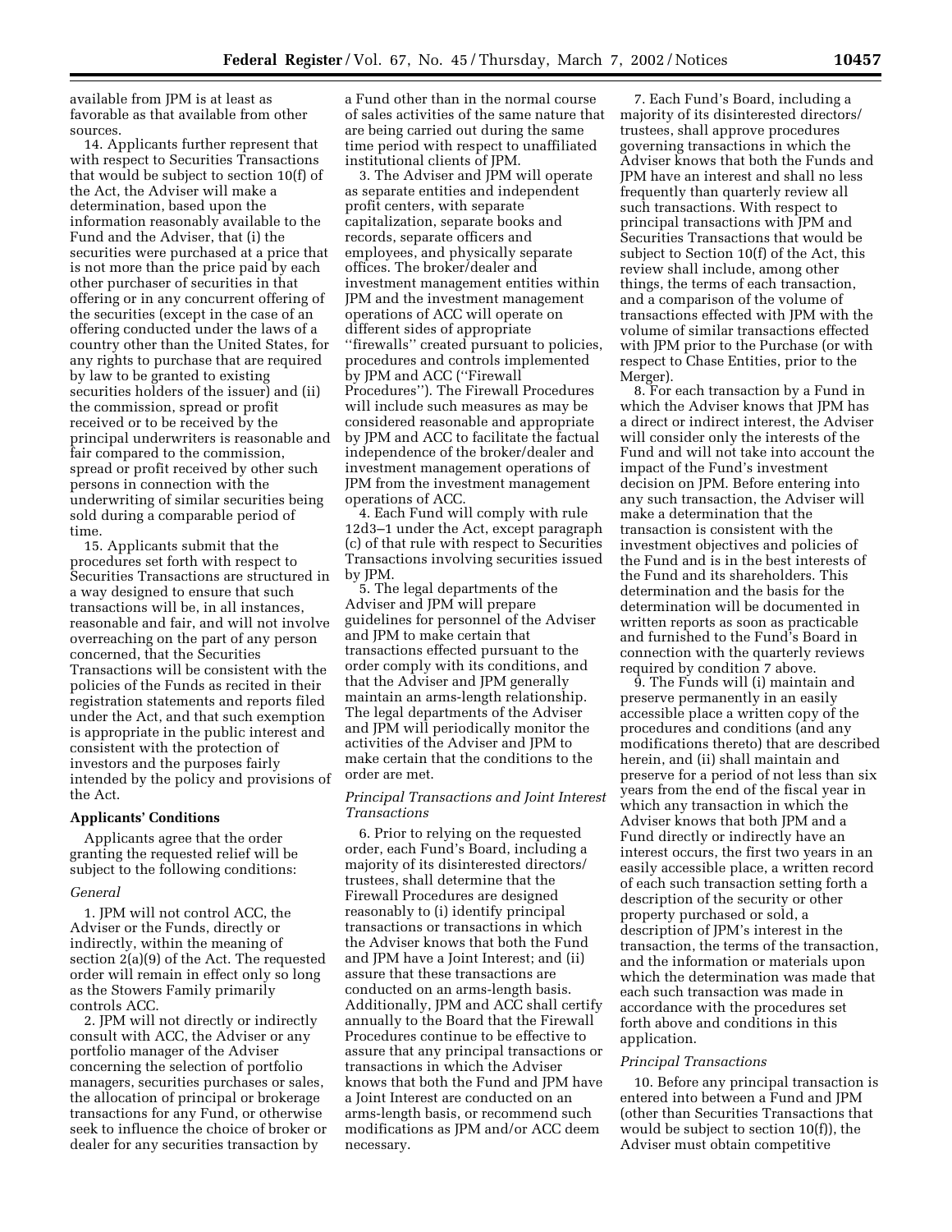available from JPM is at least as favorable as that available from other sources.

14. Applicants further represent that with respect to Securities Transactions that would be subject to section 10(f) of the Act, the Adviser will make a determination, based upon the information reasonably available to the Fund and the Adviser, that (i) the securities were purchased at a price that is not more than the price paid by each other purchaser of securities in that offering or in any concurrent offering of the securities (except in the case of an offering conducted under the laws of a country other than the United States, for any rights to purchase that are required by law to be granted to existing securities holders of the issuer) and (ii) the commission, spread or profit received or to be received by the principal underwriters is reasonable and fair compared to the commission, spread or profit received by other such persons in connection with the underwriting of similar securities being sold during a comparable period of time.

15. Applicants submit that the procedures set forth with respect to Securities Transactions are structured in a way designed to ensure that such transactions will be, in all instances, reasonable and fair, and will not involve overreaching on the part of any person concerned, that the Securities Transactions will be consistent with the policies of the Funds as recited in their registration statements and reports filed under the Act, and that such exemption is appropriate in the public interest and consistent with the protection of investors and the purposes fairly intended by the policy and provisions of the Act.

## Applicants' Conditions

Applicants agree that the order granting the requested relief will be subject to the following conditions:

*General*

1. JPM will not control ACC, the Adviser or the Funds, directly or indirectly, within the meaning of section 2(a)(9) of the Act. The requested order will remain in effect only so long as the Stowers Family primarily controls ACC.

2. JPM will not directly or indirectly consult with ACC, the Adviser or any portfolio manager of the Adviser concerning the selection of portfolio managers, securities purchases or sales, the allocation of principal or brokerage transactions for any Fund, or otherwise seek to influence the choice of broker or dealer for any securities transaction by a Fund other than in the normal course of sales activities of the same nature that are being carried out during the same time period with respect to unaffiliated institutional clients of JPM.

3. The Adviser and JPM will operate as separate entities and independent profit centers, with separate capitalization, separate books and records, separate officers and employees, and physically separate offices. The broker/dealer and investment management entities within JPM and the investment management operations of ACC will operate on different sides of appropriate "firewalls" created pursuant to policies, procedures and controls implemented by JPM and ACC ("Firewall Procedures"). The Firewall Procedures will include such measures as may be considered reasonable and appropriate by JPM and ACC to facilitate the factual independence of the broker/dealer and investment management operations of JPM from the investment management operations of ACC.

4. Each Fund will comply with rule 12d3–1 under the Act, except paragraph (c) of that rule with respect to Securities Transactions involving securities issued by JPM.

5. The legal departments of the Adviser and JPM will prepare guidelines for personnel of the Adviser and JPM to make certain that transactions effected pursuant to the order comply with its conditions, and that the Adviser and JPM generally maintain an arms-length relationship. The legal departments of the Adviser and JPM will periodically monitor the activities of the Adviser and JPM to make certain that the conditions to the order are met.

*Principal Transactions and Joint Interest Transactions*

6. Prior to relying on the requested order, each Fund's Board, including a majority of its disinterested directors/trustees, shall determine that the Firewall Procedures are designed reasonably to (i) identify principal transactions or transactions in which the Adviser knows that both the Fund and JPM have a Joint Interest; and (ii) assure that these transactions are conducted on an arms-length basis. Additionally, JPM and ACC shall certify annually to the Board that the Firewall Procedures continue to be effective to assure that any principal transactions or transactions in which the Adviser knows that both the Fund and JPM have a Joint Interest are conducted on an arms-length basis, or recommend such modifications as JPM and/or ACC deem necessary.

7. Each Fund's Board, including a majority of its disinterested directors/trustees, shall approve procedures governing transactions in which the Adviser knows that both the Funds and JPM have an interest and shall no less frequently than quarterly review all such transactions. With respect to principal transactions with JPM and Securities Transactions that would be subject to Section 10(f) of the Act, this review shall include, among other things, the terms of each transaction, and a comparison of the volume of transactions effected with JPM with the volume of similar transactions effected with JPM prior to the Purchase (or with respect to Chase Entities, prior to the Merger).

8. For each transaction by a Fund in which the Adviser knows that JPM has a direct or indirect interest, the Adviser will consider only the interests of the Fund and will not take into account the impact of the Fund's investment decision on JPM. Before entering into any such transaction, the Adviser will make a determination that the transaction is consistent with the investment objectives and policies of the Fund and is in the best interests of the Fund and its shareholders. This determination and the basis for the determination will be documented in written reports as soon as practicable and furnished to the Fund's Board in connection with the quarterly reviews required by condition 7 above.

9. The Funds will (i) maintain and preserve permanently in an easily accessible place a written copy of the procedures and conditions (and any modifications thereto) that are described herein, and (ii) shall maintain and preserve for a period of not less than six years from the end of the fiscal year in which any transaction in which the Adviser knows that both JPM and a Fund directly or indirectly have an interest occurs, the first two years in an easily accessible place, a written record of each such transaction setting forth a description of the security or other property purchased or sold, a description of JPM's interest in the transaction, the terms of the transaction, and the information or materials upon which the determination was made that each such transaction was made in accordance with the procedures set forth above and conditions in this application.

*Principal Transactions*

10. Before any principal transaction is entered into between a Fund and JPM (other than Securities Transactions that would be subject to section 10(f)), the Adviser must obtain competitive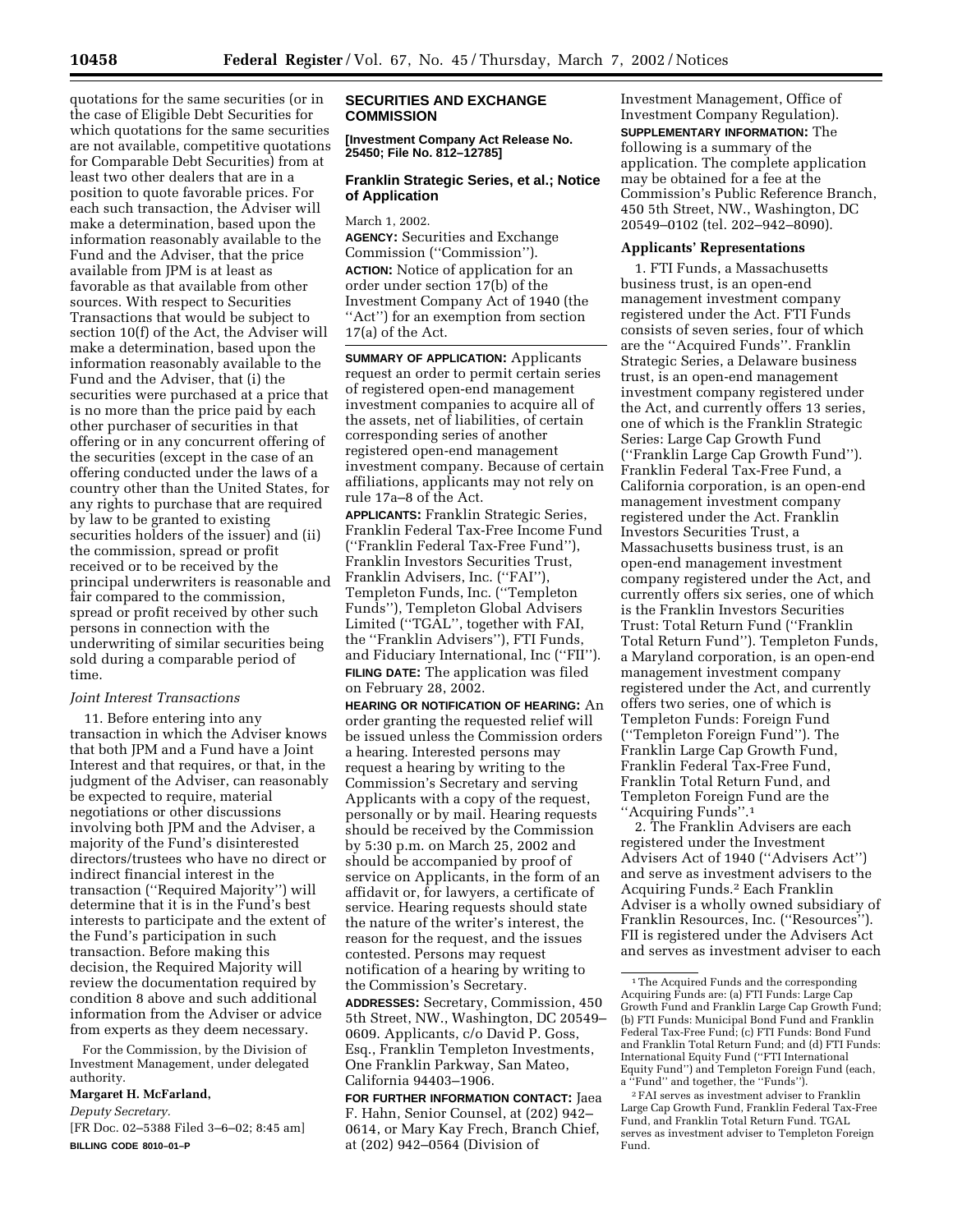quotations for the same securities (or in the case of Eligible Debt Securities for which quotations for the same securities are not available, competitive quotations for Comparable Debt Securities) from at least two other dealers that are in a position to quote favorable prices. For each such transaction, the Adviser will make a determination, based upon the information reasonably available to the Fund and the Adviser, that the price available from JPM is at least as favorable as that available from other sources. With respect to Securities Transactions that would be subject to section 10(f) of the Act, the Adviser will make a determination, based upon the information reasonably available to the Fund and the Adviser, that (i) the securities were purchased at a price that is no more than the price paid by each other purchaser of securities in that offering or in any concurrent offering of the securities (except in the case of an offering conducted under the laws of a country other than the United States, for any rights to purchase that are required by law to be granted to existing securities holders of the issuer) and (ii) the commission, spread or profit received or to be received by the principal underwriters is reasonable and fair compared to the commission, spread or profit received by other such persons in connection with the underwriting of similar securities being sold during a comparable period of time.

*Joint Interest Transactions*

11. Before entering into any transaction in which the Adviser knows that both JPM and a Fund have a Joint Interest and that requires, or that, in the judgment of the Adviser, can reasonably be expected to require, material negotiations or other discussions involving both JPM and the Adviser, a majority of the Fund's disinterested directors/trustees who have no direct or indirect financial interest in the transaction (''Required Majority'') will determine that it is in the Fund's best interests to participate and the extent of the Fund's participation in such transaction. Before making this decision, the Required Majority will review the documentation required by condition 8 above and such additional information from the Adviser or advice from experts as they deem necessary.

For the Commission, by the Division of Investment Management, under delegated authority.

**Margaret H. McFarland,**

*Deputy Secretary.*

[FR Doc. 02–5388 Filed 3–6–02; 8:45 am]

**BILLING CODE 8010–01–P**

## SECURITIES AND EXCHANGE COMMISSION

**[Investment Company Act Release No. 25450; File No. 812–12785]**

## Franklin Strategic Series, et al.; Notice of Application

March 1, 2002.

**AGENCY:** Securities and Exchange Commission (''Commission'').

**ACTION:** Notice of application for an order under section 17(b) of the Investment Company Act of 1940 (the ''Act'') for an exemption from section 17(a) of the Act.

**SUMMARY OF APPLICATION:** Applicants request an order to permit certain series of registered open-end management investment companies to acquire all of the assets, net of liabilities, of certain corresponding series of another registered open-end management investment company. Because of certain affiliations, applicants may not rely on rule 17a–8 of the Act.

**APPLICANTS:** Franklin Strategic Series, Franklin Federal Tax-Free Income Fund (''Franklin Federal Tax-Free Fund''), Franklin Investors Securities Trust, Franklin Advisers, Inc. (''FAI''), Templeton Funds, Inc. (''Templeton Funds''), Templeton Global Advisers Limited (''TGAL'', together with FAI, the ''Franklin Advisers''), FTI Funds, and Fiduciary International, Inc (''FII'').

**FILING DATE:** The application was filed on February 28, 2002.

**HEARING OR NOTIFICATION OF HEARING:** An order granting the requested relief will be issued unless the Commission orders a hearing. Interested persons may request a hearing by writing to the Commission's Secretary and serving Applicants with a copy of the request, personally or by mail. Hearing requests should be received by the Commission by 5:30 p.m. on March 25, 2002 and should be accompanied by proof of service on Applicants, in the form of an affidavit or, for lawyers, a certificate of service. Hearing requests should state the nature of the writer's interest, the reason for the request, and the issues contested. Persons may request notification of a hearing by writing to the Commission's Secretary.

**ADDRESSES:** Secretary, Commission, 450 5th Street, NW., Washington, DC 20549–0609. Applicants, c/o David P. Goss, Esq., Franklin Templeton Investments, One Franklin Parkway, San Mateo, California 94403–1906.

**FOR FURTHER INFORMATION CONTACT:** Jaea F. Hahn, Senior Counsel, at (202) 942–0614, or Mary Kay Frech, Branch Chief, at (202) 942–0564 (Division of Investment Management, Office of Investment Company Regulation).

**SUPPLEMENTARY INFORMATION:** The following is a summary of the application. The complete application may be obtained for a fee at the Commission's Public Reference Branch, 450 5th Street, NW., Washington, DC 20549–0102 (tel. 202–942–8090).

### Applicants' Representations

1. FTI Funds, a Massachusetts business trust, is an open-end management investment company registered under the Act. FTI Funds consists of seven series, four of which are the ''Acquired Funds''. Franklin Strategic Series, a Delaware business trust, is an open-end management investment company registered under the Act, and currently offers 13 series, one of which is the Franklin Strategic Series: Large Cap Growth Fund (''Franklin Large Cap Growth Fund''). Franklin Federal Tax-Free Fund, a California corporation, is an open-end management investment company registered under the Act. Franklin Investors Securities Trust, a Massachusetts business trust, is an open-end management investment company registered under the Act, and currently offers six series, one of which is the Franklin Investors Securities Trust: Total Return Fund (''Franklin Total Return Fund''). Templeton Funds, a Maryland corporation, is an open-end management investment company registered under the Act, and currently offers two series, one of which is Templeton Funds: Foreign Fund (''Templeton Foreign Fund''). The Franklin Large Cap Growth Fund, Franklin Federal Tax-Free Fund, Franklin Total Return Fund, and Templeton Foreign Fund are the ''Acquiring Funds''.[1]

2. The Franklin Advisers are each registered under the Investment Advisers Act of 1940 (''Advisers Act'') and serve as investment advisers to the Acquiring Funds.[2] Each Franklin Adviser is a wholly owned subsidiary of Franklin Resources, Inc. (''Resources''). FII is registered under the Advisers Act and serves as investment adviser to each

[1] The Acquired Funds and the corresponding Acquiring Funds are: (a) FTI Funds: Large Cap Growth Fund and Franklin Large Cap Growth Fund; (b) FTI Funds: Municipal Bond Fund and Franklin Federal Tax-Free Fund; (c) FTI Funds: Bond Fund and Franklin Total Return Fund; and (d) FTI Funds: International Equity Fund (''FTI International Equity Fund'') and Templeton Foreign Fund (each, a ''Fund'' and together, the ''Funds'').

[2] FAI serves as investment adviser to Franklin Large Cap Growth Fund, Franklin Federal Tax-Free Fund, and Franklin Total Return Fund. TGAL serves as investment adviser to Templeton Foreign Fund.